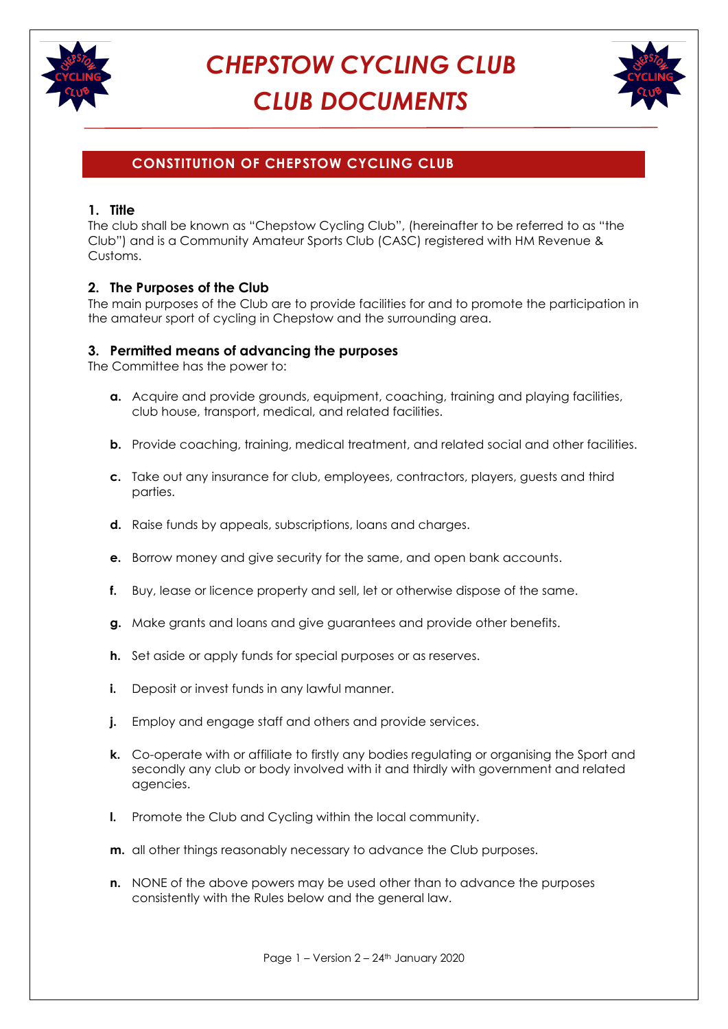# *CHEPSTOW CYCLING CLUB*
# *CLUB DOCUMENTS*

## CONSTITUTION OF CHEPSTOW CYCLING CLUB

### 1. Title

The club shall be known as "Chepstow Cycling Club", (hereinafter to be referred to as "the Club") and is a Community Amateur Sports Club (CASC) registered with HM Revenue & Customs.

### 2. The Purposes of the Club

The main purposes of the Club are to provide facilities for and to promote the participation in the amateur sport of cycling in Chepstow and the surrounding area.

### 3. Permitted means of advancing the purposes

The Committee has the power to:

- **a.** Acquire and provide grounds, equipment, coaching, training and playing facilities, club house, transport, medical, and related facilities.
- **b.** Provide coaching, training, medical treatment, and related social and other facilities.
- **c.** Take out any insurance for club, employees, contractors, players, guests and third parties.
- **d.** Raise funds by appeals, subscriptions, loans and charges.
- **e.** Borrow money and give security for the same, and open bank accounts.
- **f.** Buy, lease or licence property and sell, let or otherwise dispose of the same.
- **g.** Make grants and loans and give guarantees and provide other benefits.
- **h.** Set aside or apply funds for special purposes or as reserves.
- **i.** Deposit or invest funds in any lawful manner.
- **j.** Employ and engage staff and others and provide services.
- **k.** Co-operate with or affiliate to firstly any bodies regulating or organising the Sport and secondly any club or body involved with it and thirdly with government and related agencies.
- **l.** Promote the Club and Cycling within the local community.
- **m.** all other things reasonably necessary to advance the Club purposes.
- **n.** NONE of the above powers may be used other than to advance the purposes consistently with the Rules below and the general law.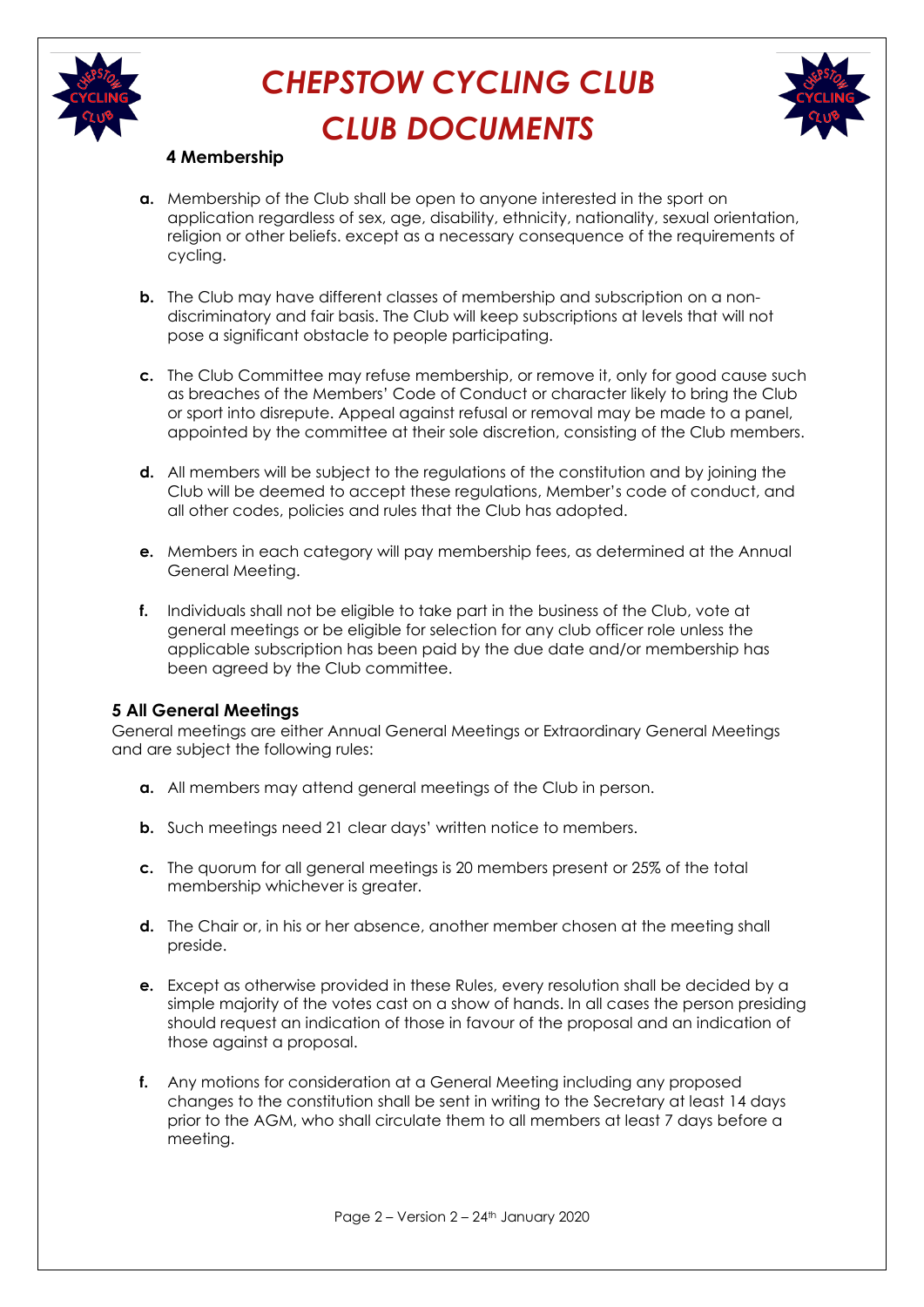## 4 Membership

- **a.** Membership of the Club shall be open to anyone interested in the sport on application regardless of sex, age, disability, ethnicity, nationality, sexual orientation, religion or other beliefs. except as a necessary consequence of the requirements of cycling.
- **b.** The Club may have different classes of membership and subscription on a non-discriminatory and fair basis. The Club will keep subscriptions at levels that will not pose a significant obstacle to people participating.
- **c.** The Club Committee may refuse membership, or remove it, only for good cause such as breaches of the Members' Code of Conduct or character likely to bring the Club or sport into disrepute. Appeal against refusal or removal may be made to a panel, appointed by the committee at their sole discretion, consisting of the Club members.
- **d.** All members will be subject to the regulations of the constitution and by joining the Club will be deemed to accept these regulations, Member's code of conduct, and all other codes, policies and rules that the Club has adopted.
- **e.** Members in each category will pay membership fees, as determined at the Annual General Meeting.
- **f.** Individuals shall not be eligible to take part in the business of the Club, vote at general meetings or be eligible for selection for any club officer role unless the applicable subscription has been paid by the due date and/or membership has been agreed by the Club committee.

## 5 All General Meetings

General meetings are either Annual General Meetings or Extraordinary General Meetings and are subject the following rules:

- **a.** All members may attend general meetings of the Club in person.
- **b.** Such meetings need 21 clear days' written notice to members.
- **c.** The quorum for all general meetings is 20 members present or 25% of the total membership whichever is greater.
- **d.** The Chair or, in his or her absence, another member chosen at the meeting shall preside.
- **e.** Except as otherwise provided in these Rules, every resolution shall be decided by a simple majority of the votes cast on a show of hands. In all cases the person presiding should request an indication of those in favour of the proposal and an indication of those against a proposal.
- **f.** Any motions for consideration at a General Meeting including any proposed changes to the constitution shall be sent in writing to the Secretary at least 14 days prior to the AGM, who shall circulate them to all members at least 7 days before a meeting.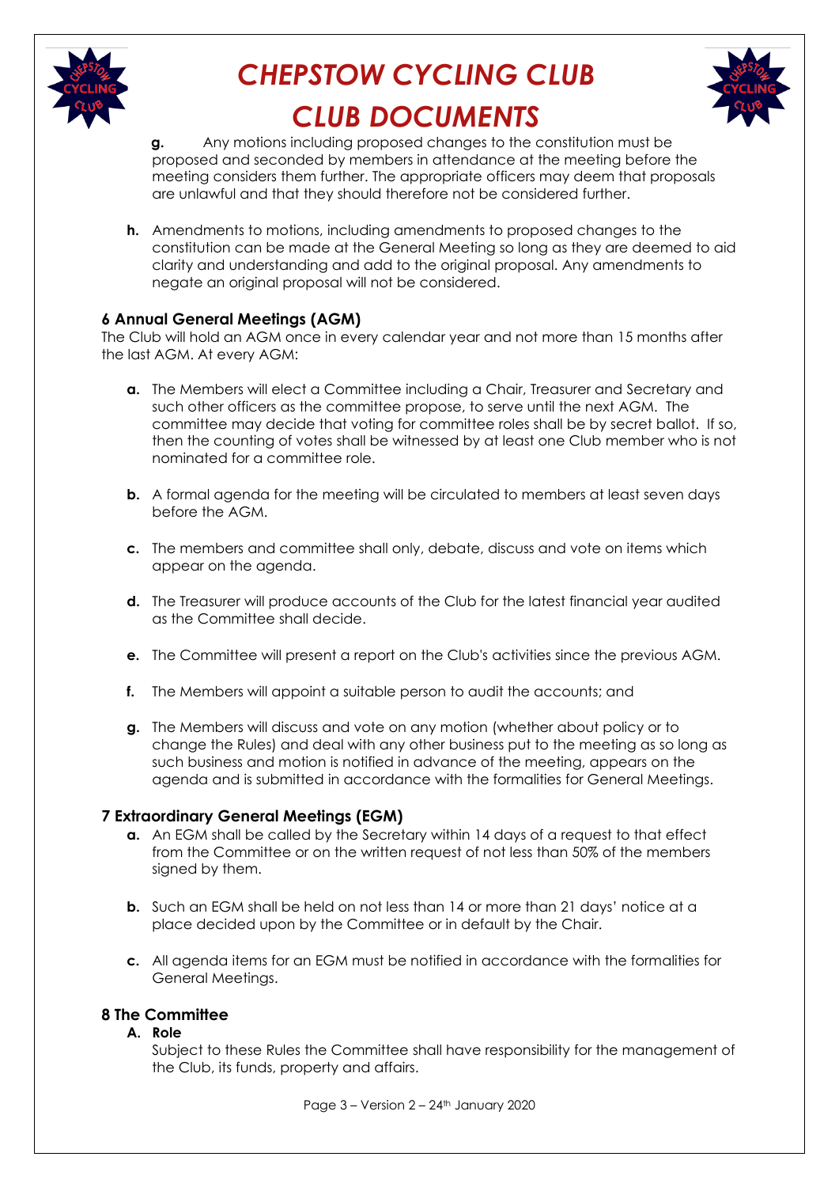**g.** Any motions including proposed changes to the constitution must be proposed and seconded by members in attendance at the meeting before the meeting considers them further. The appropriate officers may deem that proposals are unlawful and that they should therefore not be considered further.

**h.** Amendments to motions, including amendments to proposed changes to the constitution can be made at the General Meeting so long as they are deemed to aid clarity and understanding and add to the original proposal. Any amendments to negate an original proposal will not be considered.

### 6 Annual General Meetings (AGM)

The Club will hold an AGM once in every calendar year and not more than 15 months after the last AGM. At every AGM:

**a.** The Members will elect a Committee including a Chair, Treasurer and Secretary and such other officers as the committee propose, to serve until the next AGM. The committee may decide that voting for committee roles shall be by secret ballot. If so, then the counting of votes shall be witnessed by at least one Club member who is not nominated for a committee role.

**b.** A formal agenda for the meeting will be circulated to members at least seven days before the AGM.

**c.** The members and committee shall only, debate, discuss and vote on items which appear on the agenda.

**d.** The Treasurer will produce accounts of the Club for the latest financial year audited as the Committee shall decide.

**e.** The Committee will present a report on the Club's activities since the previous AGM.

**f.** The Members will appoint a suitable person to audit the accounts; and

**g.** The Members will discuss and vote on any motion (whether about policy or to change the Rules) and deal with any other business put to the meeting as so long as such business and motion is notified in advance of the meeting, appears on the agenda and is submitted in accordance with the formalities for General Meetings.

### 7 Extraordinary General Meetings (EGM)

**a.** An EGM shall be called by the Secretary within 14 days of a request to that effect from the Committee or on the written request of not less than 50% of the members signed by them.

**b.** Such an EGM shall be held on not less than 14 or more than 21 days' notice at a place decided upon by the Committee or in default by the Chair.

**c.** All agenda items for an EGM must be notified in accordance with the formalities for General Meetings.

### 8 The Committee

**A. Role**

Subject to these Rules the Committee shall have responsibility for the management of the Club, its funds, property and affairs.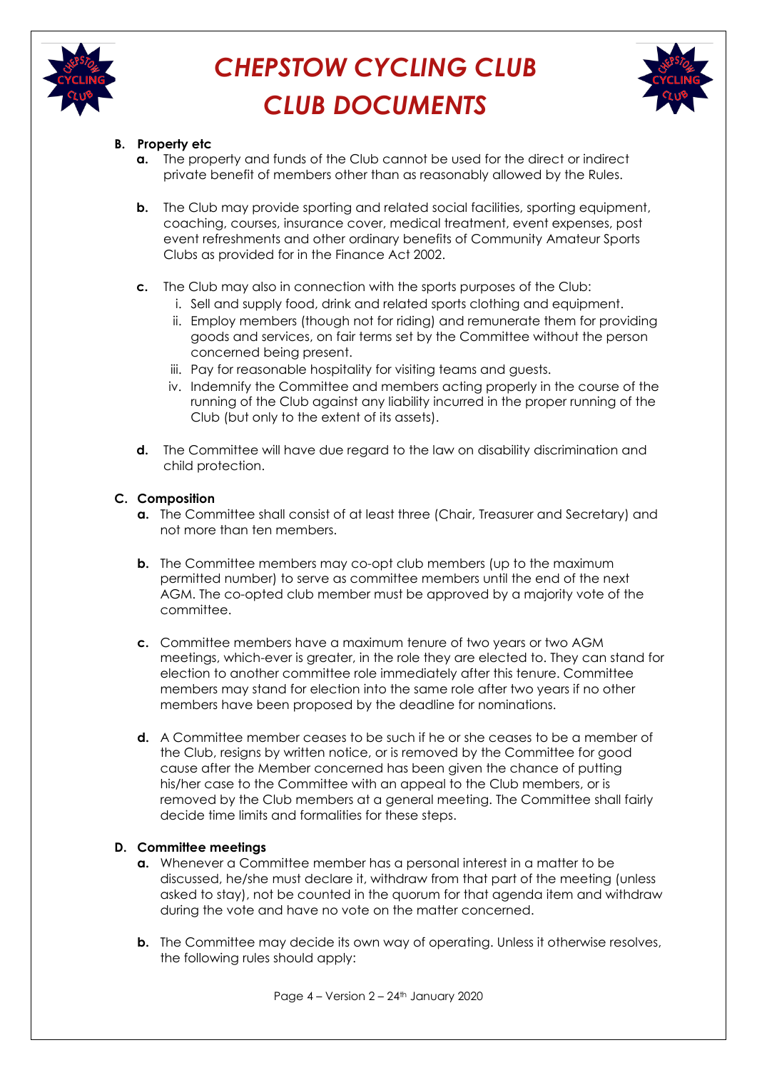### B. Property etc

- **a.** The property and funds of the Club cannot be used for the direct or indirect private benefit of members other than as reasonably allowed by the Rules.

- **b.** The Club may provide sporting and related social facilities, sporting equipment, coaching, courses, insurance cover, medical treatment, event expenses, post event refreshments and other ordinary benefits of Community Amateur Sports Clubs as provided for in the Finance Act 2002.

- **c.** The Club may also in connection with the sports purposes of the Club:
  - i. Sell and supply food, drink and related sports clothing and equipment.
  - ii. Employ members (though not for riding) and remunerate them for providing goods and services, on fair terms set by the Committee without the person concerned being present.
  - iii. Pay for reasonable hospitality for visiting teams and guests.
  - iv. Indemnify the Committee and members acting properly in the course of the running of the Club against any liability incurred in the proper running of the Club (but only to the extent of its assets).

- **d.** The Committee will have due regard to the law on disability discrimination and child protection.

### C. Composition

- **a.** The Committee shall consist of at least three (Chair, Treasurer and Secretary) and not more than ten members.

- **b.** The Committee members may co-opt club members (up to the maximum permitted number) to serve as committee members until the end of the next AGM. The co-opted club member must be approved by a majority vote of the committee.

- **c.** Committee members have a maximum tenure of two years or two AGM meetings, which-ever is greater, in the role they are elected to. They can stand for election to another committee role immediately after this tenure. Committee members may stand for election into the same role after two years if no other members have been proposed by the deadline for nominations.

- **d.** A Committee member ceases to be such if he or she ceases to be a member of the Club, resigns by written notice, or is removed by the Committee for good cause after the Member concerned has been given the chance of putting his/her case to the Committee with an appeal to the Club members, or is removed by the Club members at a general meeting. The Committee shall fairly decide time limits and formalities for these steps.

### D. Committee meetings

- **a.** Whenever a Committee member has a personal interest in a matter to be discussed, he/she must declare it, withdraw from that part of the meeting (unless asked to stay), not be counted in the quorum for that agenda item and withdraw during the vote and have no vote on the matter concerned.

- **b.** The Committee may decide its own way of operating. Unless it otherwise resolves, the following rules should apply: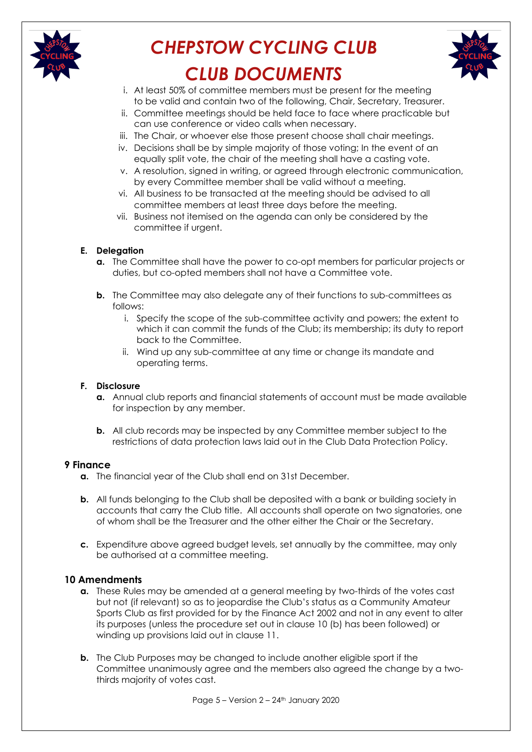i. At least 50% of committee members must be present for the meeting to be valid and contain two of the following, Chair, Secretary, Treasurer.
ii. Committee meetings should be held face to face where practicable but can use conference or video calls when necessary.
iii. The Chair, or whoever else those present choose shall chair meetings.
iv. Decisions shall be by simple majority of those voting; In the event of an equally split vote, the chair of the meeting shall have a casting vote.
v. A resolution, signed in writing, or agreed through electronic communication, by every Committee member shall be valid without a meeting.
vi. All business to be transacted at the meeting should be advised to all committee members at least three days before the meeting.
vii. Business not itemised on the agenda can only be considered by the committee if urgent.

**E. Delegation**

**a.** The Committee shall have the power to co-opt members for particular projects or duties, but co-opted members shall not have a Committee vote.

**b.** The Committee may also delegate any of their functions to sub-committees as follows:

i. Specify the scope of the sub-committee activity and powers; the extent to which it can commit the funds of the Club; its membership; its duty to report back to the Committee.
ii. Wind up any sub-committee at any time or change its mandate and operating terms.

**F. Disclosure**

**a.** Annual club reports and financial statements of account must be made available for inspection by any member.

**b.** All club records may be inspected by any Committee member subject to the restrictions of data protection laws laid out in the Club Data Protection Policy.

## 9 Finance

**a.** The financial year of the Club shall end on 31st December.

**b.** All funds belonging to the Club shall be deposited with a bank or building society in accounts that carry the Club title. All accounts shall operate on two signatories, one of whom shall be the Treasurer and the other either the Chair or the Secretary.

**c.** Expenditure above agreed budget levels, set annually by the committee, may only be authorised at a committee meeting.

## 10 Amendments

**a.** These Rules may be amended at a general meeting by two-thirds of the votes cast but not (if relevant) so as to jeopardise the Club's status as a Community Amateur Sports Club as first provided for by the Finance Act 2002 and not in any event to alter its purposes (unless the procedure set out in clause 10 (b) has been followed) or winding up provisions laid out in clause 11.

**b.** The Club Purposes may be changed to include another eligible sport if the Committee unanimously agree and the members also agreed the change by a two-thirds majority of votes cast.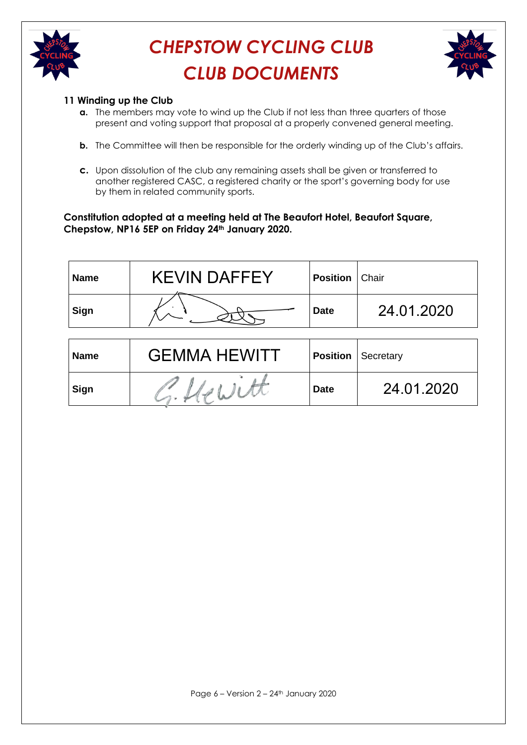## 11 Winding up the Club

- **a.** The members may vote to wind up the Club if not less than three quarters of those present and voting support that proposal at a properly convened general meeting.
- **b.** The Committee will then be responsible for the orderly winding up of the Club's affairs.
- **c.** Upon dissolution of the club any remaining assets shall be given or transferred to another registered CASC, a registered charity or the sport's governing body for use by them in related community sports.

**Constitution adopted at a meeting held at The Beaufort Hotel, Beaufort Square, Chepstow, NP16 5EP on Friday 24th January 2020.**

| | | | |
|---|---|---|---|
| **Name** | KEVIN DAFFEY | **Position** | Chair |
| **Sign** | [signature] | **Date** | 24.01.2020 |

| | | | |
|---|---|---|---|
| **Name** | GEMMA HEWITT | **Position** | Secretary |
| **Sign** | G. Hewitt | **Date** | 24.01.2020 |